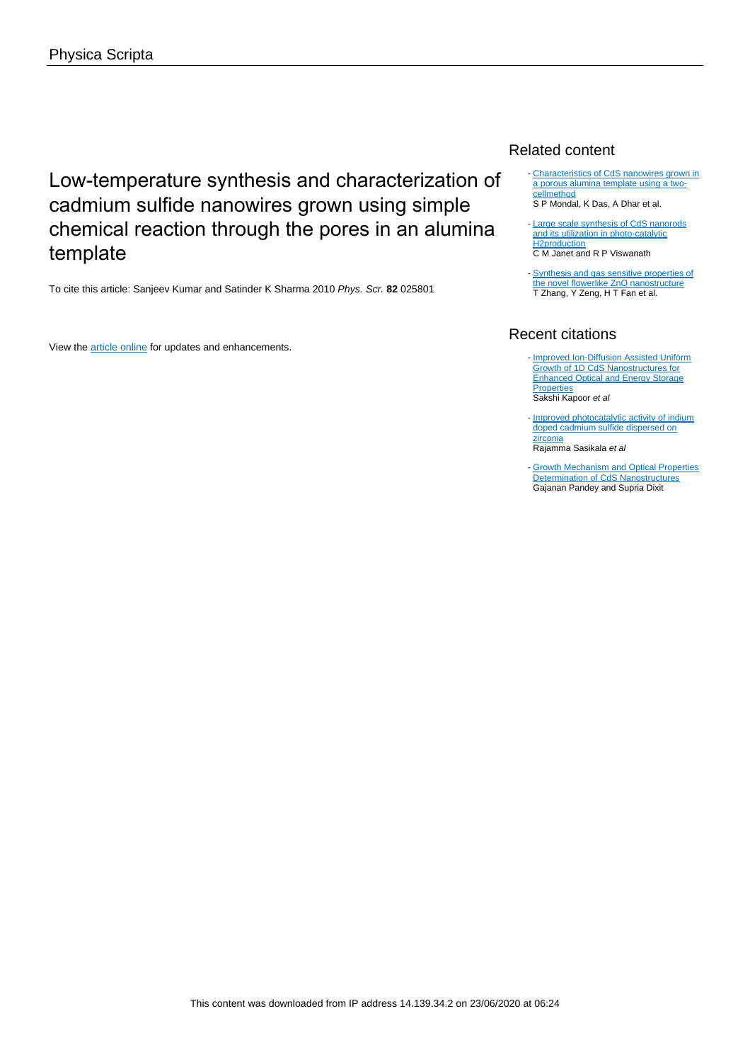Physica Scripta

# Low-temperature synthesis and characterization of cadmium sulfide nanowires grown using simple chemical reaction through the pores in an alumina template

To cite this article: Sanjeev Kumar and Satinder K Sharma 2010 *Phys. Scr.* **82** 025801

View the article online for updates and enhancements.

## Related content

- Characteristics of CdS nanowires grown in a porous alumina template using a two-cellmethod
S P Mondal, K Das, A Dhar et al.

- Large scale synthesis of CdS nanorods and its utilization in photo-catalytic H2production
C M Janet and R P Viswanath

- Synthesis and gas sensitive properties of the novel flowerlike ZnO nanostructure
T Zhang, Y Zeng, H T Fan et al.

## Recent citations

- Improved Ion-Diffusion Assisted Uniform Growth of 1D CdS Nanostructures for Enhanced Optical and Energy Storage Properties
Sakshi Kapoor *et al*

- Improved photocatalytic activity of indium doped cadmium sulfide dispersed on zirconia
Rajamma Sasikala *et al*

- Growth Mechanism and Optical Properties Determination of CdS Nanostructures
Gajanan Pandey and Supria Dixit

This content was downloaded from IP address 14.139.34.2 on 23/06/2020 at 06:24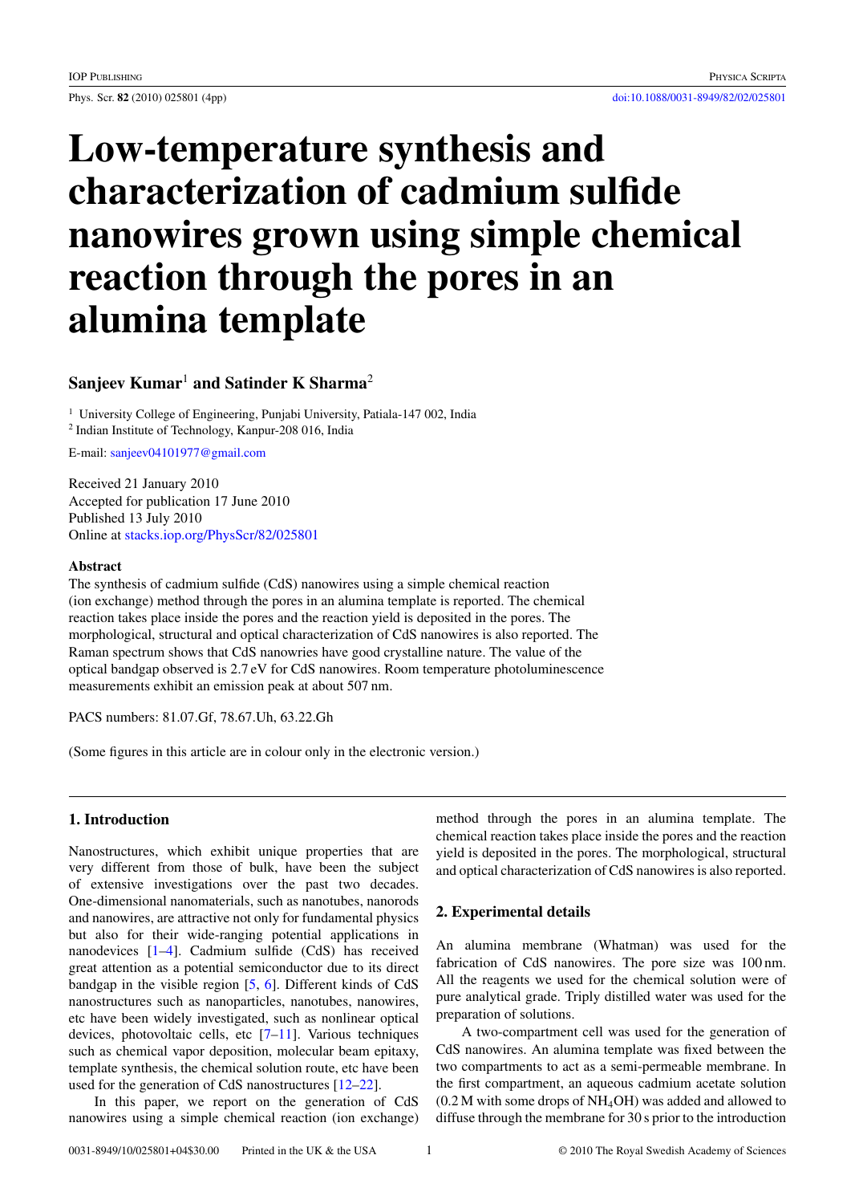# Low-temperature synthesis and characterization of cadmium sulfide nanowires grown using simple chemical reaction through the pores in an alumina template

**Sanjeev Kumar**[1] **and Satinder K Sharma**[2]

[1] University College of Engineering, Punjabi University, Patiala-147 002, India
[2] Indian Institute of Technology, Kanpur-208 016, India

E-mail: sanjeev04101977@gmail.com

Received 21 January 2010
Accepted for publication 17 June 2010
Published 13 July 2010
Online at stacks.iop.org/PhysScr/82/025801

### Abstract

The synthesis of cadmium sulfide (CdS) nanowires using a simple chemical reaction (ion exchange) method through the pores in an alumina template is reported. The chemical reaction takes place inside the pores and the reaction yield is deposited in the pores. The morphological, structural and optical characterization of CdS nanowires is also reported. The Raman spectrum shows that CdS nanowries have good crystalline nature. The value of the optical bandgap observed is 2.7 eV for CdS nanowires. Room temperature photoluminescence measurements exhibit an emission peak at about 507 nm.

PACS numbers: 81.07.Gf, 78.67.Uh, 63.22.Gh

(Some figures in this article are in colour only in the electronic version.)

## 1. Introduction

Nanostructures, which exhibit unique properties that are very different from those of bulk, have been the subject of extensive investigations over the past two decades. One-dimensional nanomaterials, such as nanotubes, nanorods and nanowires, are attractive not only for fundamental physics but also for their wide-ranging potential applications in nanodevices [1–4]. Cadmium sulfide (CdS) has received great attention as a potential semiconductor due to its direct bandgap in the visible region [5, 6]. Different kinds of CdS nanostructures such as nanoparticles, nanotubes, nanowires, etc have been widely investigated, such as nonlinear optical devices, photovoltaic cells, etc [7–11]. Various techniques such as chemical vapor deposition, molecular beam epitaxy, template synthesis, the chemical solution route, etc have been used for the generation of CdS nanostructures [12–22].

In this paper, we report on the generation of CdS nanowires using a simple chemical reaction (ion exchange) method through the pores in an alumina template. The chemical reaction takes place inside the pores and the reaction yield is deposited in the pores. The morphological, structural and optical characterization of CdS nanowires is also reported.

## 2. Experimental details

An alumina membrane (Whatman) was used for the fabrication of CdS nanowires. The pore size was 100 nm. All the reagents we used for the chemical solution were of pure analytical grade. Triply distilled water was used for the preparation of solutions.

A two-compartment cell was used for the generation of CdS nanowires. An alumina template was fixed between the two compartments to act as a semi-permeable membrane. In the first compartment, an aqueous cadmium acetate solution (0.2 M with some drops of $NH_4OH$) was added and allowed to diffuse through the membrane for 30 s prior to the introduction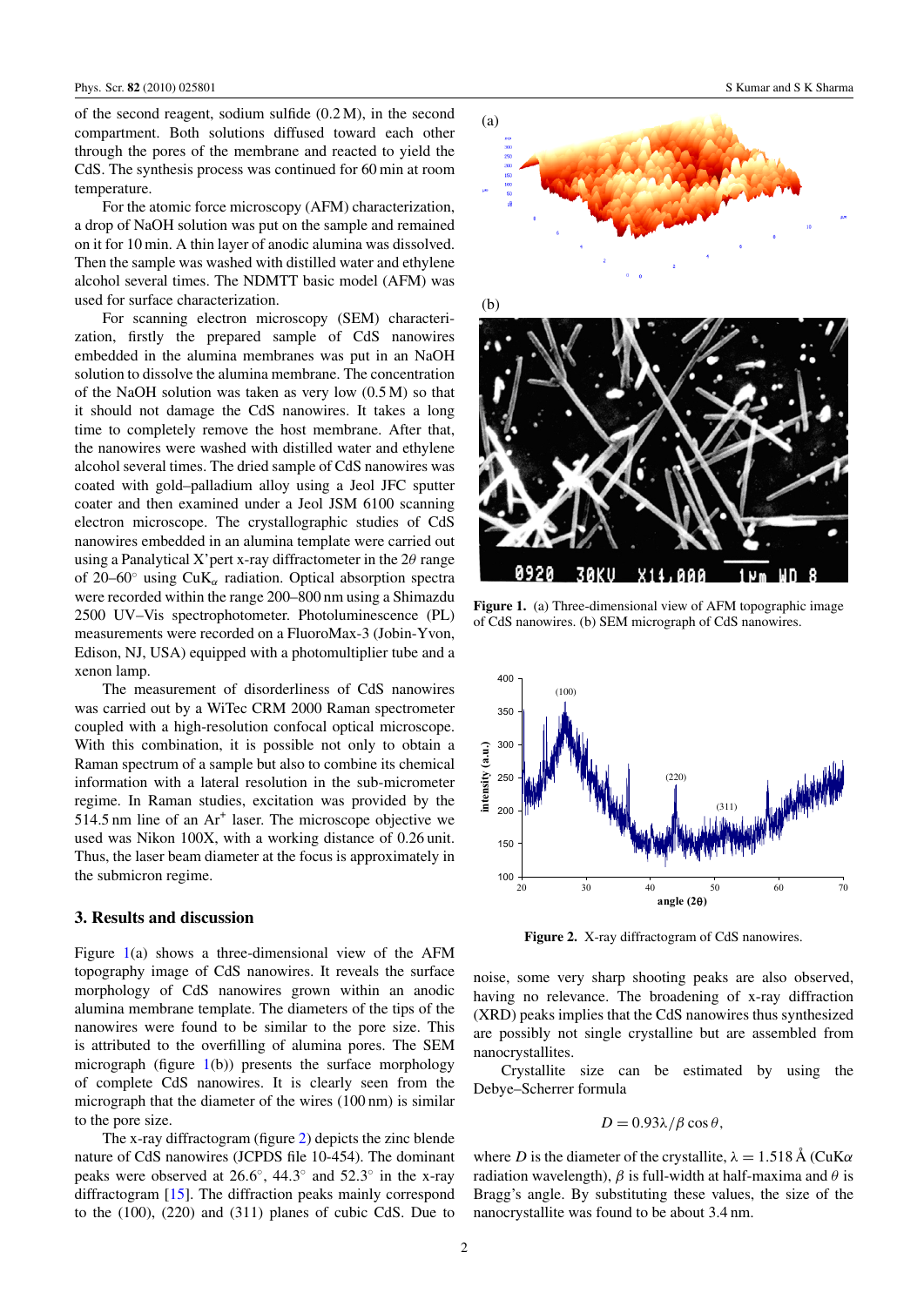of the second reagent, sodium sulfide (0.2 M), in the second compartment. Both solutions diffused toward each other through the pores of the membrane and reacted to yield the CdS. The synthesis process was continued for 60 min at room temperature.

For the atomic force microscopy (AFM) characterization, a drop of NaOH solution was put on the sample and remained on it for 10 min. A thin layer of anodic alumina was dissolved. Then the sample was washed with distilled water and ethylene alcohol several times. The NDMTT basic model (AFM) was used for surface characterization.

For scanning electron microscopy (SEM) characterization, firstly the prepared sample of CdS nanowires embedded in the alumina membranes was put in an NaOH solution to dissolve the alumina membrane. The concentration of the NaOH solution was taken as very low (0.5 M) so that it should not damage the CdS nanowires. It takes a long time to completely remove the host membrane. After that, the nanowires were washed with distilled water and ethylene alcohol several times. The dried sample of CdS nanowires was coated with gold–palladium alloy using a Jeol JFC sputter coater and then examined under a Jeol JSM 6100 scanning electron microscope. The crystallographic studies of CdS nanowires embedded in an alumina template were carried out using a Panalytical X'pert x-ray diffractometer in the $2\theta$ range of 20–60° using Cu$K_\alpha$ radiation. Optical absorption spectra were recorded within the range 200–800 nm using a Shimazdu 2500 UV–Vis spectrophotometer. Photoluminescence (PL) measurements were recorded on a FluoroMax-3 (Jobin-Yvon, Edison, NJ, USA) equipped with a photomultiplier tube and a xenon lamp.

The measurement of disorderliness of CdS nanowires was carried out by a WiTec CRM 2000 Raman spectrometer coupled with a high-resolution confocal optical microscope. With this combination, it is possible not only to obtain a Raman spectrum of a sample but also to combine its chemical information with a lateral resolution in the sub-micrometer regime. In Raman studies, excitation was provided by the 514.5 nm line of an $Ar^+$ laser. The microscope objective we used was Nikon 100X, with a working distance of 0.26 unit. Thus, the laser beam diameter at the focus is approximately in the submicron regime.

## 3. Results and discussion

Figure 1(a) shows a three-dimensional view of the AFM topography image of CdS nanowires. It reveals the surface morphology of CdS nanowires grown within an anodic alumina membrane template. The diameters of the tips of the nanowires were found to be similar to the pore size. This is attributed to the overfilling of alumina pores. The SEM micrograph (figure 1(b)) presents the surface morphology of complete CdS nanowires. It is clearly seen from the micrograph that the diameter of the wires (100 nm) is similar to the pore size.

The x-ray diffractogram (figure 2) depicts the zinc blende nature of CdS nanowires (JCPDS file 10-454). The dominant peaks were observed at 26.6°, 44.3° and 52.3° in the x-ray diffractogram [15]. The diffraction peaks mainly correspond to the (100), (220) and (311) planes of cubic CdS. Due to noise, some very sharp shooting peaks are also observed, having no relevance. The broadening of x-ray diffraction (XRD) peaks implies that the CdS nanowires thus synthesized are possibly not single crystalline but are assembled from nanocrystallites.

Figure 1. (a) Three-dimensional view of AFM topographic image of CdS nanowires. (b) SEM micrograph of CdS nanowires.

Figure 2. X-ray diffractogram of CdS nanowires.

Crystallite size can be estimated by using the Debye–Scherrer formula

$$D = 0.93\lambda/\beta\cos\theta,$$

where $D$ is the diameter of the crystallite, $\lambda = 1.518$ Å (Cu$K\alpha$ radiation wavelength), $\beta$ is full-width at half-maxima and $\theta$ is Bragg's angle. By substituting these values, the size of the nanocrystallite was found to be about 3.4 nm.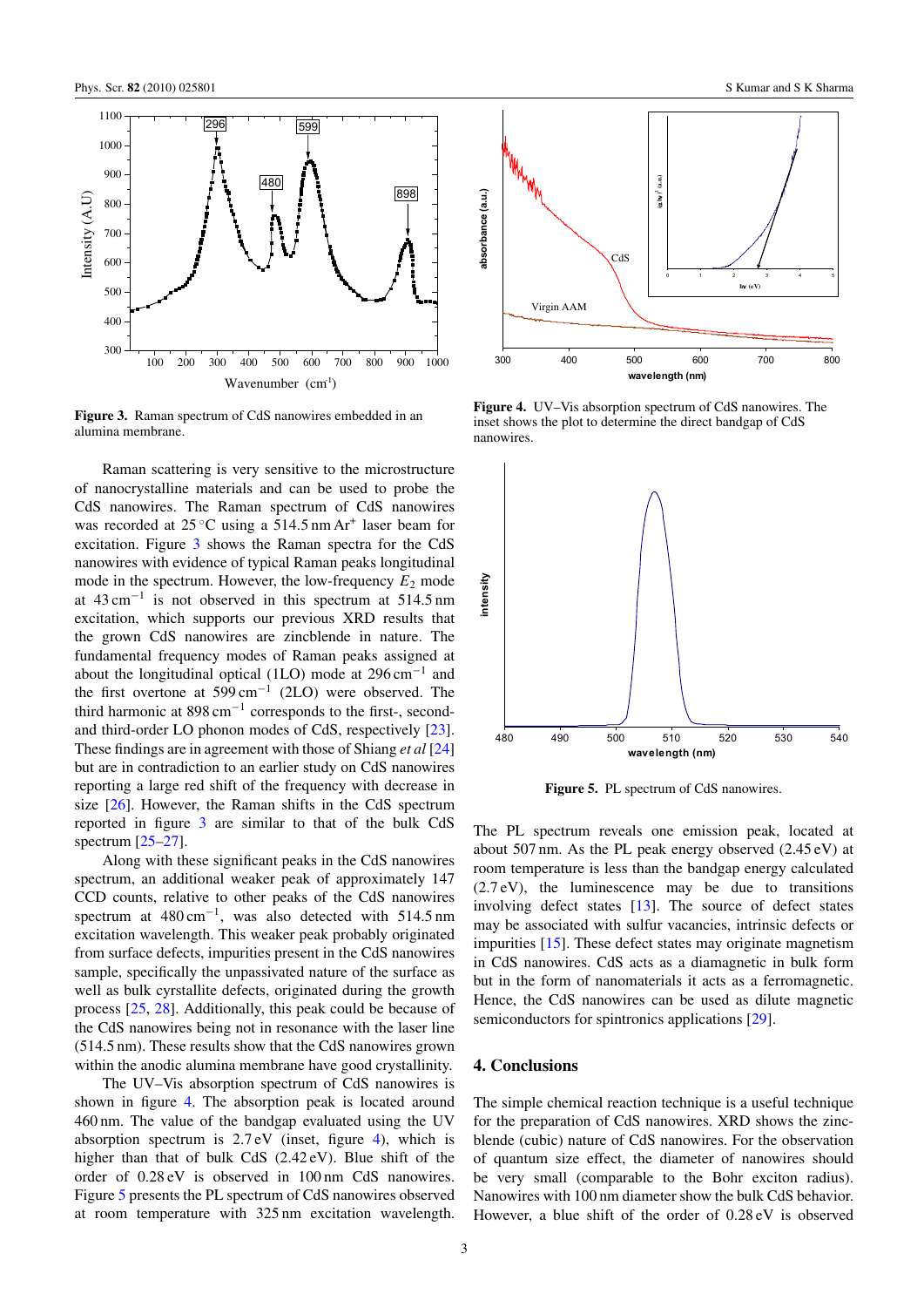Figure 3. Raman spectrum of CdS nanowires embedded in an alumina membrane.

Raman scattering is very sensitive to the microstructure of nanocrystalline materials and can be used to probe the CdS nanowires. The Raman spectrum of CdS nanowires was recorded at 25 °C using a 514.5 nm Ar[+] laser beam for excitation. Figure 3 shows the Raman spectra for the CdS nanowires with evidence of typical Raman peaks longitudinal mode in the spectrum. However, the low-frequency $E_2$ mode at $43\,\text{cm}^{-1}$ is not observed in this spectrum at 514.5 nm excitation, which supports our previous XRD results that the grown CdS nanowires are zincblende in nature. The fundamental frequency modes of Raman peaks assigned at about the longitudinal optical (1LO) mode at $296\,\text{cm}^{-1}$ and the first overtone at $599\,\text{cm}^{-1}$ (2LO) were observed. The third harmonic at $898\,\text{cm}^{-1}$ corresponds to the first-, second- and third-order LO phonon modes of CdS, respectively [23]. These findings are in agreement with those of Shiang *et al* [24] but are in contradiction to an earlier study on CdS nanowires reporting a large red shift of the frequency with decrease in size [26]. However, the Raman shifts in the CdS spectrum reported in figure 3 are similar to that of the bulk CdS spectrum [25–27].

Along with these significant peaks in the CdS nanowires spectrum, an additional weaker peak of approximately 147 CCD counts, relative to other peaks of the CdS nanowires spectrum at $480\,\text{cm}^{-1}$, was also detected with 514.5 nm excitation wavelength. This weaker peak probably originated from surface defects, impurities present in the CdS nanowires sample, specifically the unpassivated nature of the surface as well as bulk cyrstallite defects, originated during the growth process [25, 28]. Additionally, this peak could be because of the CdS nanowires being not in resonance with the laser line (514.5 nm). These results show that the CdS nanowires grown within the anodic alumina membrane have good crystallinity.

The UV–Vis absorption spectrum of CdS nanowires is shown in figure 4. The absorption peak is located around 460 nm. The value of the bandgap evaluated using the UV absorption spectrum is 2.7 eV (inset, figure 4), which is higher than that of bulk CdS (2.42 eV). Blue shift of the order of 0.28 eV is observed in 100 nm CdS nanowires. Figure 5 presents the PL spectrum of CdS nanowires observed at room temperature with 325 nm excitation wavelength.

Figure 4. UV–Vis absorption spectrum of CdS nanowires. The inset shows the plot to determine the direct bandgap of CdS nanowires.

Figure 5. PL spectrum of CdS nanowires.

The PL spectrum reveals one emission peak, located at about 507 nm. As the PL peak energy observed (2.45 eV) at room temperature is less than the bandgap energy calculated (2.7 eV), the luminescence may be due to transitions involving defect states [13]. The source of defect states may be associated with sulfur vacancies, intrinsic defects or impurities [15]. These defect states may originate magnetism in CdS nanowires. CdS acts as a diamagnetic in bulk form but in the form of nanomaterials it acts as a ferromagnetic. Hence, the CdS nanowires can be used as dilute magnetic semiconductors for spintronics applications [29].

## 4. Conclusions

The simple chemical reaction technique is a useful technique for the preparation of CdS nanowires. XRD shows the zinc-blende (cubic) nature of CdS nanowires. For the observation of quantum size effect, the diameter of nanowires should be very small (comparable to the Bohr exciton radius). Nanowires with 100 nm diameter show the bulk CdS behavior. However, a blue shift of the order of 0.28 eV is observed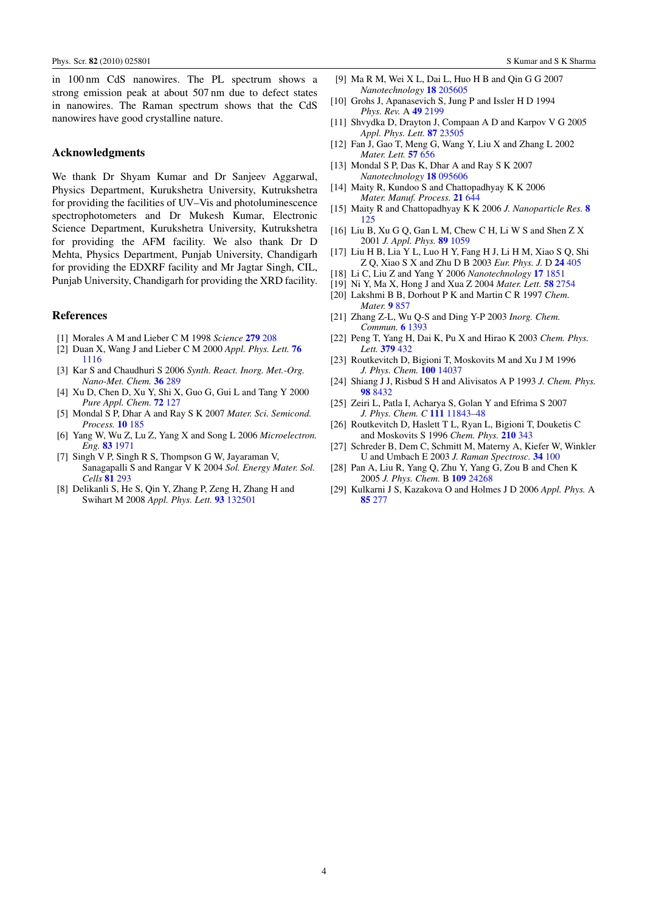in 100 nm CdS nanowires. The PL spectrum shows a strong emission peak at about 507 nm due to defect states in nanowires. The Raman spectrum shows that the CdS nanowires have good crystalline nature.

## Acknowledgments

We thank Dr Shyam Kumar and Dr Sanjeev Aggarwal, Physics Department, Kurukshetra University, Kutrukshetra for providing the facilities of UV–Vis and photoluminescence spectrophotometers and Dr Mukesh Kumar, Electronic Science Department, Kurukshetra University, Kutrukshetra for providing the AFM facility. We also thank Dr D Mehta, Physics Department, Punjab University, Chandigarh for providing the EDXRF facility and Mr Jagtar Singh, CIL, Punjab University, Chandigarh for providing the XRD facility.

## References

[1] Morales A M and Lieber C M 1998 *Science* **279** 208

[2] Duan X, Wang J and Lieber C M 2000 *Appl. Phys. Lett.* **76** 1116

[3] Kar S and Chaudhuri S 2006 *Synth. React. Inorg. Met.-Org. Nano-Met. Chem.* **36** 289

[4] Xu D, Chen D, Xu Y, Shi X, Guo G, Gui L and Tang Y 2000 *Pure Appl. Chem.* **72** 127

[5] Mondal S P, Dhar A and Ray S K 2007 *Mater. Sci. Semicond. Process.* **10** 185

[6] Yang W, Wu Z, Lu Z, Yang X and Song L 2006 *Microelectron. Eng.* **83** 1971

[7] Singh V P, Singh R S, Thompson G W, Jayaraman V, Sanagapalli S and Rangar V K 2004 *Sol. Energy Mater. Sol. Cells* **81** 293

[8] Delikanli S, He S, Qin Y, Zhang P, Zeng H, Zhang H and Swihart M 2008 *Appl. Phys. Lett.* **93** 132501

[9] Ma R M, Wei X L, Dai L, Huo H B and Qin G G 2007 *Nanotechnology* **18** 205605

[10] Grohs J, Apanasevich S, Jung P and Issler H D 1994 *Phys. Rev.* A **49** 2199

[11] Shvydka D, Drayton J, Compaan A D and Karpov V G 2005 *Appl. Phys. Lett.* **87** 23505

[12] Fan J, Gao T, Meng G, Wang Y, Liu X and Zhang L 2002 *Mater. Lett.* **57** 656

[13] Mondal S P, Das K, Dhar A and Ray S K 2007 *Nanotechnology* **18** 095606

[14] Maity R, Kundoo S and Chattopadhyay K K 2006 *Mater. Manuf. Process.* **21** 644

[15] Maity R and Chattopadhyay K K 2006 *J. Nanoparticle Res.* **8** 125

[16] Liu B, Xu G Q, Gan L M, Chew C H, Li W S and Shen Z X 2001 *J. Appl. Phys.* **89** 1059

[17] Liu H B, Lia Y L, Luo H Y, Fang H J, Li H M, Xiao S Q, Shi Z Q, Xiao S X and Zhu D B 2003 *Eur. Phys. J.* D **24** 405

[18] Li C, Liu Z and Yang Y 2006 *Nanotechnology* **17** 1851

[19] Ni Y, Ma X, Hong J and Xua Z 2004 *Mater. Lett.* **58** 2754

[20] Lakshmi B B, Dorhout P K and Martin C R 1997 *Chem. Mater.* **9** 857

[21] Zhang Z-L, Wu Q-S and Ding Y-P 2003 *Inorg. Chem. Commun.* **6** 1393

[22] Peng T, Yang H, Dai K, Pu X and Hirao K 2003 *Chem. Phys. Lett.* **379** 432

[23] Routkevitch D, Bigioni T, Moskovits M and Xu J M 1996 *J. Phys. Chem.* **100** 14037

[24] Shiang J J, Risbud S H and Alivisatos A P 1993 *J. Chem. Phys.* **98** 8432

[25] Zeiri L, Patla I, Acharya S, Golan Y and Efrima S 2007 *J. Phys. Chem.* C **111** 11843–48

[26] Routkevitch D, Haslett T L, Ryan L, Bigioni T, Douketis C and Moskovits S 1996 *Chem. Phys.* **210** 343

[27] Schreder B, Dem C, Schmitt M, Materny A, Kiefer W, Winkler U and Umbach E 2003 *J. Raman Spectrosc.* **34** 100

[28] Pan A, Liu R, Yang Q, Zhu Y, Yang G, Zou B and Chen K 2005 *J. Phys. Chem.* B **109** 24268

[29] Kulkarni J S, Kazakova O and Holmes J D 2006 *Appl. Phys.* A **85** 277